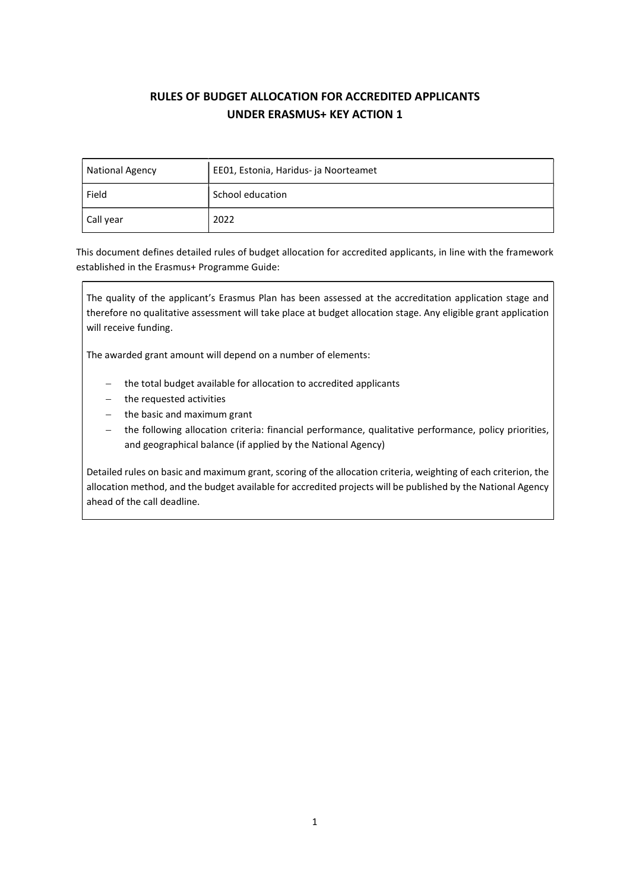# RULES OF BUDGET ALLOCATION FOR ACCREDITED APPLICANTS UNDER ERASMUS+ KEY ACTION 1

| National Agency | EE01, Estonia, Haridus- ja Noorteamet |
| --- | --- |
| Field | School education |
| Call year | 2022 |

This document defines detailed rules of budget allocation for accredited applicants, in line with the framework established in the Erasmus+ Programme Guide:

> The quality of the applicant's Erasmus Plan has been assessed at the accreditation application stage and therefore no qualitative assessment will take place at budget allocation stage. Any eligible grant application will receive funding.
>
> The awarded grant amount will depend on a number of elements:
>
> - the total budget available for allocation to accredited applicants
> - the requested activities
> - the basic and maximum grant
> - the following allocation criteria: financial performance, qualitative performance, policy priorities, and geographical balance (if applied by the National Agency)
>
> Detailed rules on basic and maximum grant, scoring of the allocation criteria, weighting of each criterion, the allocation method, and the budget available for accredited projects will be published by the National Agency ahead of the call deadline.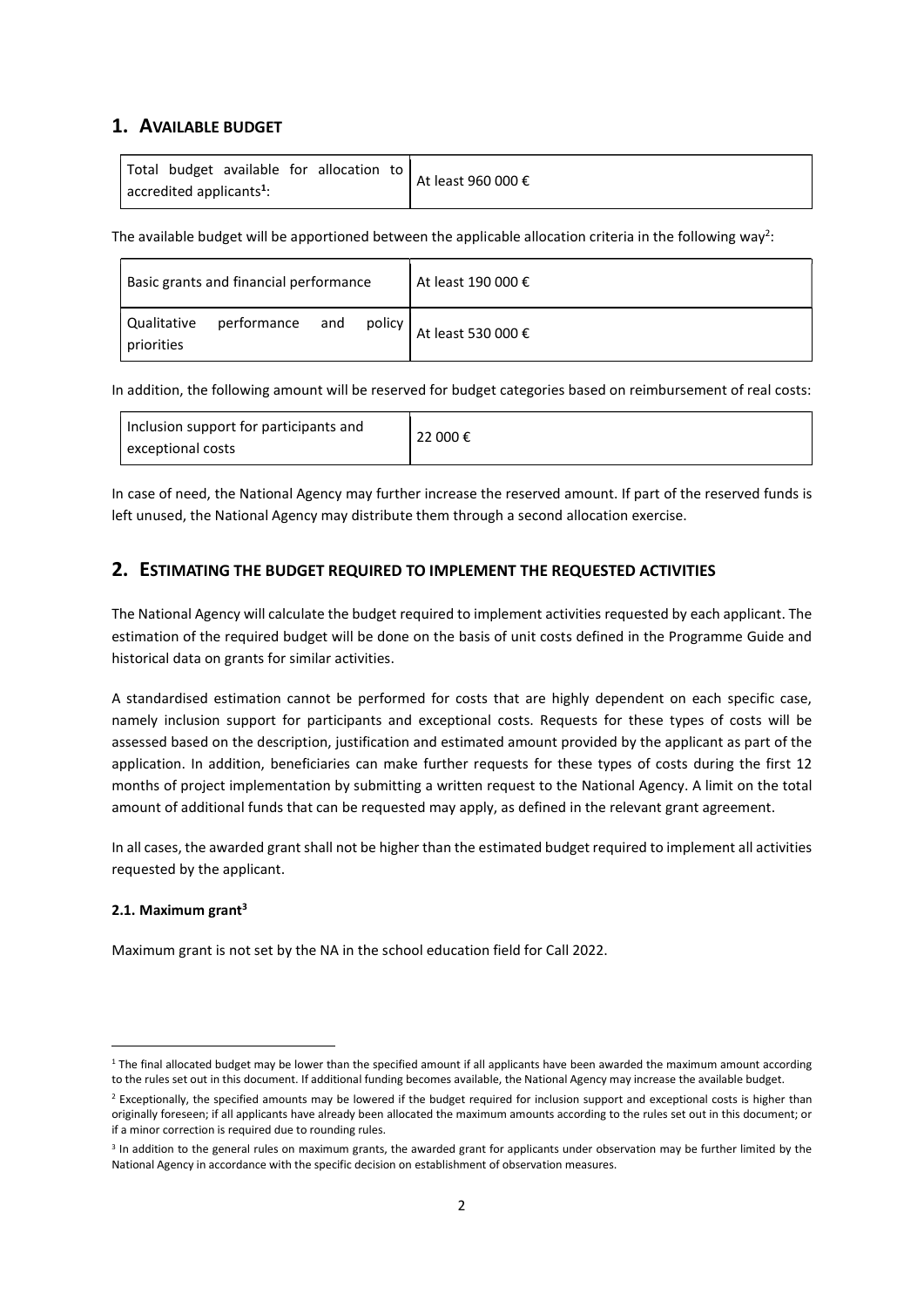## 1. AVAILABLE BUDGET

| Total budget available for allocation to accredited applicants[1]: | At least 960 000 € |
|---|---|

The available budget will be apportioned between the applicable allocation criteria in the following way[2]:

| Basic grants and financial performance | At least 190 000 € |
|---|---|
| Qualitative performance and policy priorities | At least 530 000 € |

In addition, the following amount will be reserved for budget categories based on reimbursement of real costs:

| Inclusion support for participants and exceptional costs | 22 000 € |
|---|---|

In case of need, the National Agency may further increase the reserved amount. If part of the reserved funds is left unused, the National Agency may distribute them through a second allocation exercise.

## 2. ESTIMATING THE BUDGET REQUIRED TO IMPLEMENT THE REQUESTED ACTIVITIES

The National Agency will calculate the budget required to implement activities requested by each applicant. The estimation of the required budget will be done on the basis of unit costs defined in the Programme Guide and historical data on grants for similar activities.

A standardised estimation cannot be performed for costs that are highly dependent on each specific case, namely inclusion support for participants and exceptional costs. Requests for these types of costs will be assessed based on the description, justification and estimated amount provided by the applicant as part of the application. In addition, beneficiaries can make further requests for these types of costs during the first 12 months of project implementation by submitting a written request to the National Agency. A limit on the total amount of additional funds that can be requested may apply, as defined in the relevant grant agreement.

In all cases, the awarded grant shall not be higher than the estimated budget required to implement all activities requested by the applicant.

### 2.1. Maximum grant[3]

Maximum grant is not set by the NA in the school education field for Call 2022.

---

[1] The final allocated budget may be lower than the specified amount if all applicants have been awarded the maximum amount according to the rules set out in this document. If additional funding becomes available, the National Agency may increase the available budget.

[2] Exceptionally, the specified amounts may be lowered if the budget required for inclusion support and exceptional costs is higher than originally foreseen; if all applicants have already been allocated the maximum amounts according to the rules set out in this document; or if a minor correction is required due to rounding rules.

[3] In addition to the general rules on maximum grants, the awarded grant for applicants under observation may be further limited by the National Agency in accordance with the specific decision on establishment of observation measures.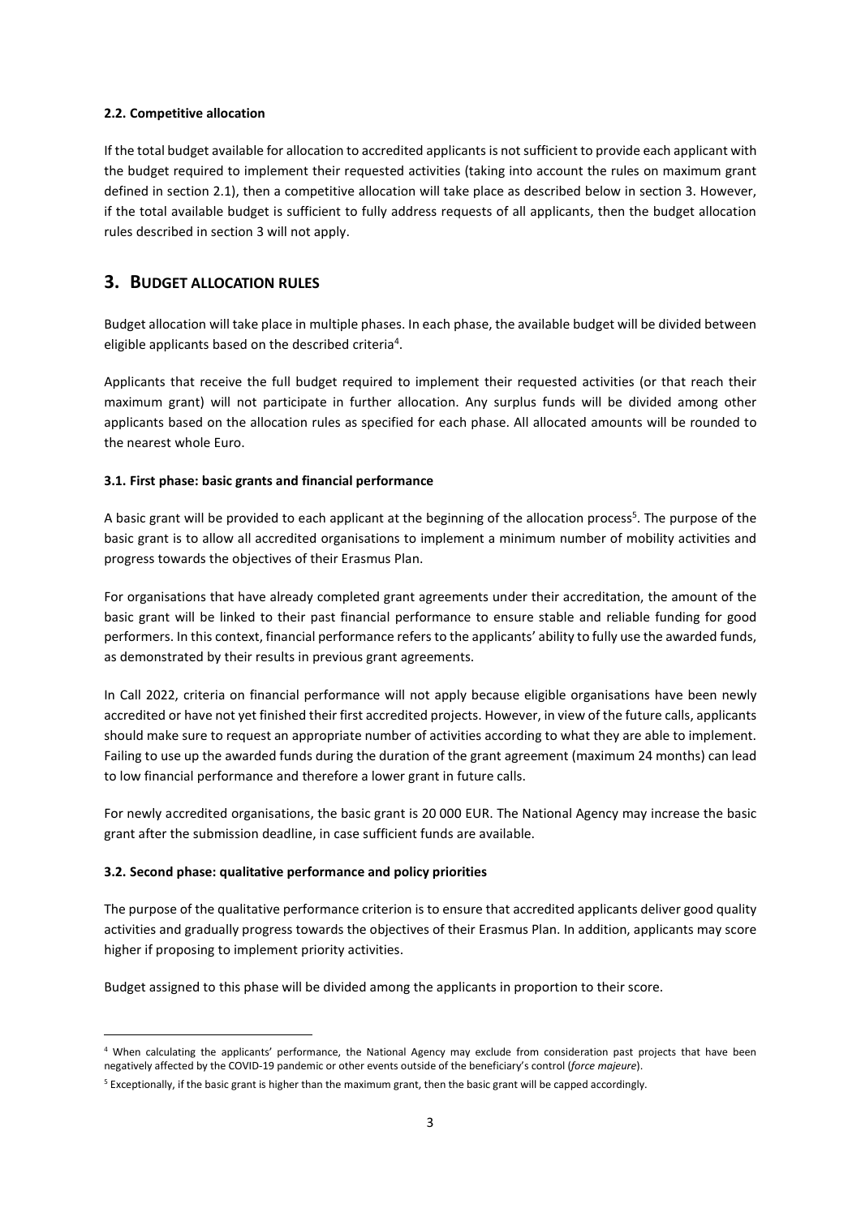### 2.2. Competitive allocation

If the total budget available for allocation to accredited applicants is not sufficient to provide each applicant with the budget required to implement their requested activities (taking into account the rules on maximum grant defined in section 2.1), then a competitive allocation will take place as described below in section 3. However, if the total available budget is sufficient to fully address requests of all applicants, then the budget allocation rules described in section 3 will not apply.

## 3. BUDGET ALLOCATION RULES

Budget allocation will take place in multiple phases. In each phase, the available budget will be divided between eligible applicants based on the described criteria[4].

Applicants that receive the full budget required to implement their requested activities (or that reach their maximum grant) will not participate in further allocation. Any surplus funds will be divided among other applicants based on the allocation rules as specified for each phase. All allocated amounts will be rounded to the nearest whole Euro.

### 3.1. First phase: basic grants and financial performance

A basic grant will be provided to each applicant at the beginning of the allocation process[5]. The purpose of the basic grant is to allow all accredited organisations to implement a minimum number of mobility activities and progress towards the objectives of their Erasmus Plan.

For organisations that have already completed grant agreements under their accreditation, the amount of the basic grant will be linked to their past financial performance to ensure stable and reliable funding for good performers. In this context, financial performance refers to the applicants' ability to fully use the awarded funds, as demonstrated by their results in previous grant agreements.

In Call 2022, criteria on financial performance will not apply because eligible organisations have been newly accredited or have not yet finished their first accredited projects. However, in view of the future calls, applicants should make sure to request an appropriate number of activities according to what they are able to implement. Failing to use up the awarded funds during the duration of the grant agreement (maximum 24 months) can lead to low financial performance and therefore a lower grant in future calls.

For newly accredited organisations, the basic grant is 20 000 EUR. The National Agency may increase the basic grant after the submission deadline, in case sufficient funds are available.

### 3.2. Second phase: qualitative performance and policy priorities

The purpose of the qualitative performance criterion is to ensure that accredited applicants deliver good quality activities and gradually progress towards the objectives of their Erasmus Plan. In addition, applicants may score higher if proposing to implement priority activities.

Budget assigned to this phase will be divided among the applicants in proportion to their score.

---

[4] When calculating the applicants' performance, the National Agency may exclude from consideration past projects that have been negatively affected by the COVID-19 pandemic or other events outside of the beneficiary's control (*force majeure*).

[5] Exceptionally, if the basic grant is higher than the maximum grant, then the basic grant will be capped accordingly.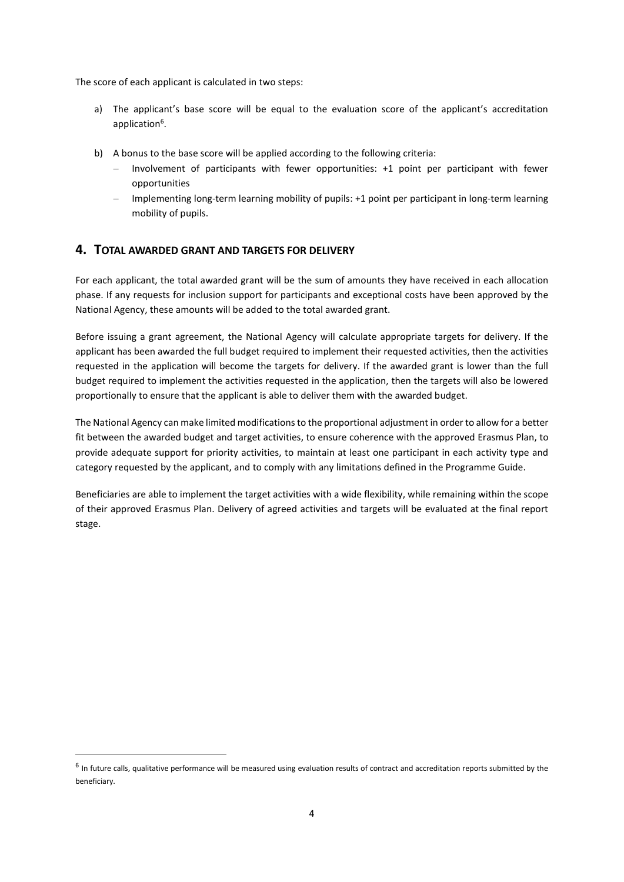The score of each applicant is calculated in two steps:

a) The applicant's base score will be equal to the evaluation score of the applicant's accreditation application[6].

b) A bonus to the base score will be applied according to the following criteria:
   - Involvement of participants with fewer opportunities: +1 point per participant with fewer opportunities
   - Implementing long-term learning mobility of pupils: +1 point per participant in long-term learning mobility of pupils.

## 4. TOTAL AWARDED GRANT AND TARGETS FOR DELIVERY

For each applicant, the total awarded grant will be the sum of amounts they have received in each allocation phase. If any requests for inclusion support for participants and exceptional costs have been approved by the National Agency, these amounts will be added to the total awarded grant.

Before issuing a grant agreement, the National Agency will calculate appropriate targets for delivery. If the applicant has been awarded the full budget required to implement their requested activities, then the activities requested in the application will become the targets for delivery. If the awarded grant is lower than the full budget required to implement the activities requested in the application, then the targets will also be lowered proportionally to ensure that the applicant is able to deliver them with the awarded budget.

The National Agency can make limited modifications to the proportional adjustment in order to allow for a better fit between the awarded budget and target activities, to ensure coherence with the approved Erasmus Plan, to provide adequate support for priority activities, to maintain at least one participant in each activity type and category requested by the applicant, and to comply with any limitations defined in the Programme Guide.

Beneficiaries are able to implement the target activities with a wide flexibility, while remaining within the scope of their approved Erasmus Plan. Delivery of agreed activities and targets will be evaluated at the final report stage.

[6] In future calls, qualitative performance will be measured using evaluation results of contract and accreditation reports submitted by the beneficiary.